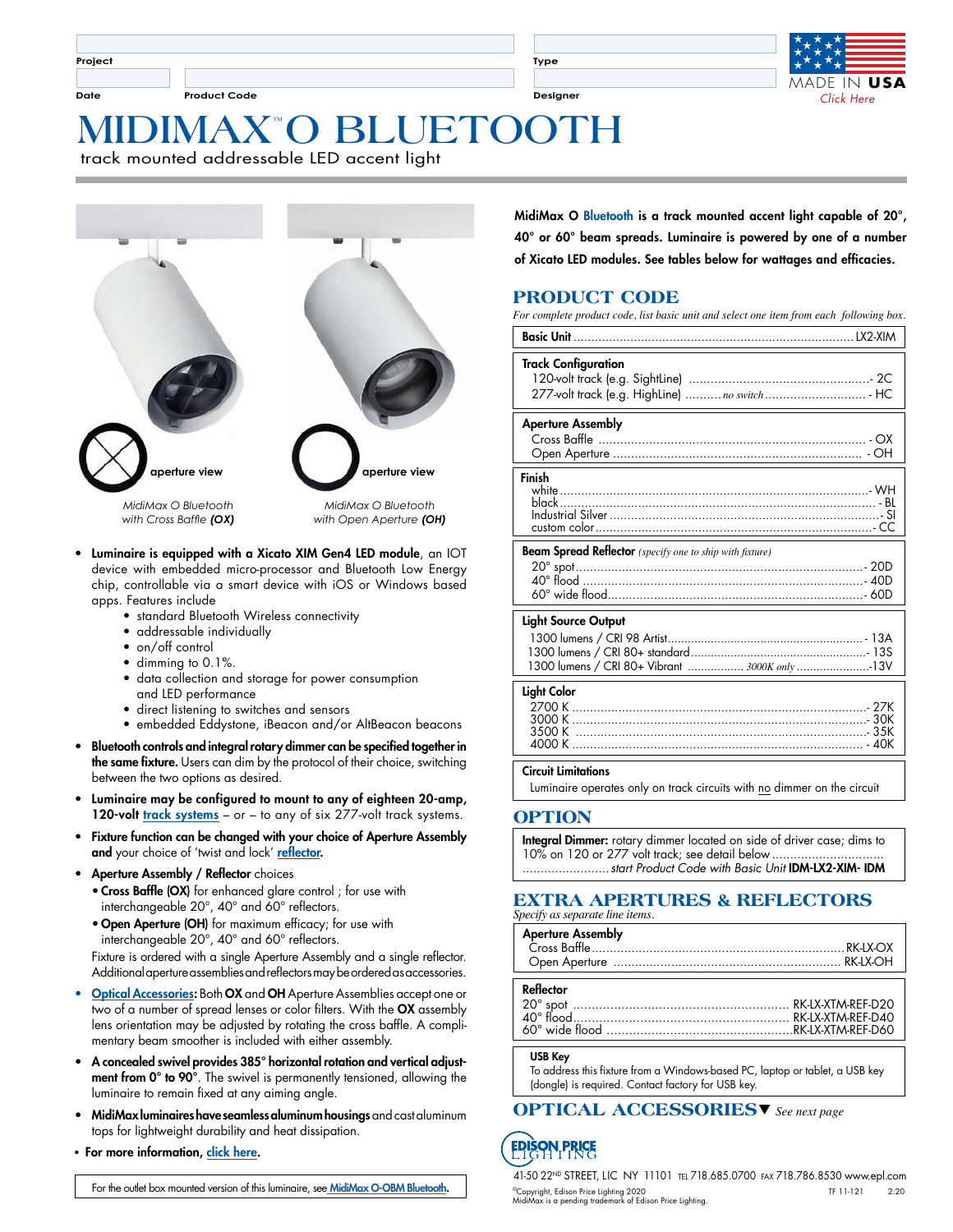Project

Date | Product Code | Type | Designer

MADE IN USA
*Click Here*

# MIDIMAX™ O BLUETOOTH

track mounted addressable LED accent light

aperture view

*MidiMax O Bluetooth with Cross Baffle **(OX)***

aperture view

*MidiMax O Bluetooth with Open Aperture **(OH)***

- **Luminaire is equipped with a Xicato XIM Gen4 LED module**, an IOT device with embedded micro-processor and Bluetooth Low Energy chip, controllable via a smart device with iOS or Windows based apps. Features include
  - standard Bluetooth Wireless connectivity
  - addressable individually
  - on/off control
  - dimming to 0.1%.
  - data collection and storage for power consumption and LED performance
  - direct listening to switches and sensors
  - embedded Eddystone, iBeacon and/or AltBeacon beacons
- **Bluetooth controls and integral rotary dimmer can be specified together in the same fixture.** Users can dim by the protocol of their choice, switching between the two options as desired.
- **Luminaire may be configured to mount to any of eighteen 20-amp, 120-volt track systems** – or – to any of six 277-volt track systems.
- **Fixture function can be changed with your choice of Aperture Assembly and** your choice of 'twist and lock' **reflector.**
- **Aperture Assembly / Reflector** choices
  - **Cross Baffle (OX)** for enhanced glare control ; for use with interchangeable 20°, 40° and 60° reflectors.
  - **Open Aperture (OH)** for maximum efficacy; for use with interchangeable 20°, 40° and 60° reflectors.

  Fixture is ordered with a single Aperture Assembly and a single reflector. Additional aperture assemblies and reflectors may be ordered as accessories.
- **Optical Accessories:** Both **OX** and **OH** Aperture Assemblies accept one or two of a number of spread lenses or color filters. With the **OX** assembly lens orientation may be adjusted by rotating the cross baffle. A complimentary beam smoother is included with either assembly.
- **A concealed swivel provides 385° horizontal rotation and vertical adjustment from 0° to 90°**. The swivel is permanently tensioned, allowing the luminaire to remain fixed at any aiming angle.
- **MidiMax luminaires have seamless aluminum housings** and cast aluminum tops for lightweight durability and heat dissipation.
- **For more information, click here.**

For the outlet box mounted version of this luminaire, see MidiMax O-OBM Bluetooth.

**MidiMax O Bluetooth is a track mounted accent light capable of 20°, 40° or 60° beam spreads. Luminaire is powered by one of a number of Xicato LED modules. See tables below for wattages and efficacies.**

## PRODUCT CODE

*For complete product code, list basic unit and select one item from each following box.*

**Basic Unit** .......... LX2-XIM

**Track Configuration**
- 120-volt track (e.g. SightLine) .......... - 2C
- 277-volt track (e.g. HighLine) .......... *no switch* .......... - HC

**Aperture Assembly**
- Cross Baffle .......... - OX
- Open Aperture .......... - OH

**Finish**
- white .......... - WH
- black .......... - BL
- Industrial Silver .......... - SI
- custom color .......... - CC

**Beam Spread Reflector** *(specify one to ship with fixture)*
- 20° spot .......... - 20D
- 40° flood .......... - 40D
- 60° wide flood .......... - 60D

**Light Source Output**
- 1300 lumens / CRI 98 Artist .......... - 13A
- 1300 lumens / CRI 80+ standard .......... - 13S
- 1300 lumens / CRI 80+ Vibrant .......... *3000K only* .......... -13V

**Light Color**
- 2700 K .......... - 27K
- 3000 K .......... - 30K
- 3500 K .......... - 35K
- 4000 K .......... - 40K

**Circuit Limitations**

Luminaire operates only on track circuits with no dimmer on the circuit

## OPTION

**Integral Dimmer:** rotary dimmer located on side of driver case; dims to 10% on 120 or 277 volt track; see detail below .......... *start Product Code with Basic Unit* **IDM-LX2-XIM- IDM**

## EXTRA APERTURES & REFLECTORS

*Specify as separate line items.*

**Aperture Assembly**
- Cross Baffle .......... RK-LX-OX
- Open Aperture .......... RK-LX-OH

**Reflector**
- 20° spot .......... RK-LX-XTM-REF-D20
- 40° flood .......... RK-LX-XTM-REF-D40
- 60° wide flood .......... RK-LX-XTM-REF-D60

**USB Key**

To address this fixture from a Windows-based PC, laptop or tablet, a USB key (dongle) is required. Contact factory for USB key.

## OPTICAL ACCESSORIES▼ *See next page*

EDISON PRICE LIGHTING

41-50 22ND STREET, LIC NY 11101 TEL 718.685.0700 FAX 718.786.8530 www.epl.com

©Copyright, Edison Price Lighting 2020
MidiMax is a pending trademark of Edison Price Lighting.

TF 11-121 2:20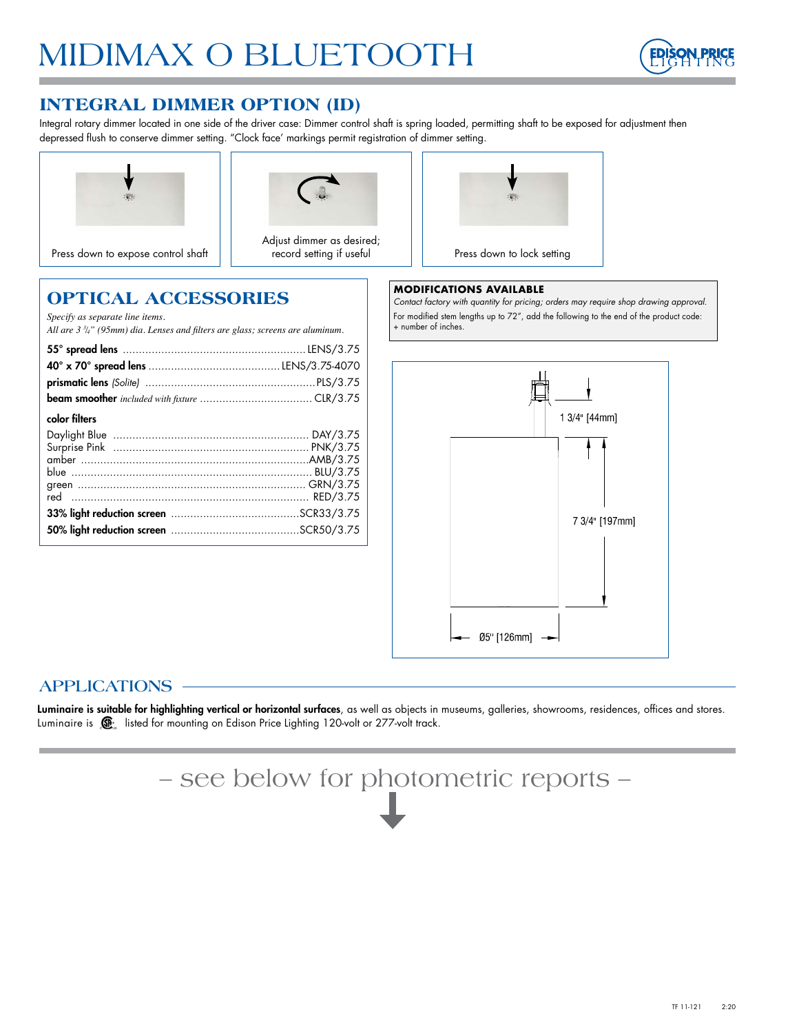# MIDIMAX O BLUETOOTH

## INTEGRAL DIMMER OPTION (ID)

Integral rotary dimmer located in one side of the driver case: Dimmer control shaft is spring loaded, permitting shaft to be exposed for adjustment then depressed flush to conserve dimmer setting. "Clock face' markings permit registration of dimmer setting.

Press down to expose control shaft

Adjust dimmer as desired; record setting if useful

Press down to lock setting

## OPTICAL ACCESSORIES

*Specify as separate line items.*
*All are 3 ¾" (95mm) dia. Lenses and filters are glass; screens are aluminum.*

| | |
|---|---|
| **55° spread lens** | LENS/3.75 |
| **40° x 70° spread lens** | LENS/3.75-4070 |
| **prismatic lens** *(Solite)* | PLS/3.75 |
| **beam smoother** *included with fixture* | CLR/3.75 |

**color filters**

| | |
|---|---|
| Daylight Blue | DAY/3.75 |
| Surprise Pink | PNK/3.75 |
| amber | AMB/3.75 |
| blue | BLU/3.75 |
| green | GRN/3.75 |
| red | RED/3.75 |
| **33% light reduction screen** | SCR33/3.75 |
| **50% light reduction screen** | SCR50/3.75 |

**MODIFICATIONS AVAILABLE**

*Contact factory with quantity for pricing; orders may require shop drawing approval.*

For modified stem lengths up to 72", add the following to the end of the product code: + number of inches.

1 3/4" [44mm]

7 3/4" [197mm]

Ø5" [126mm]

## APPLICATIONS

**Luminaire is suitable for highlighting vertical or horizontal surfaces**, as well as objects in museums, galleries, showrooms, residences, offices and stores. Luminaire is CSA listed for mounting on Edison Price Lighting 120-volt or 277-volt track.

– see below for photometric reports –

TF 11-121 2:20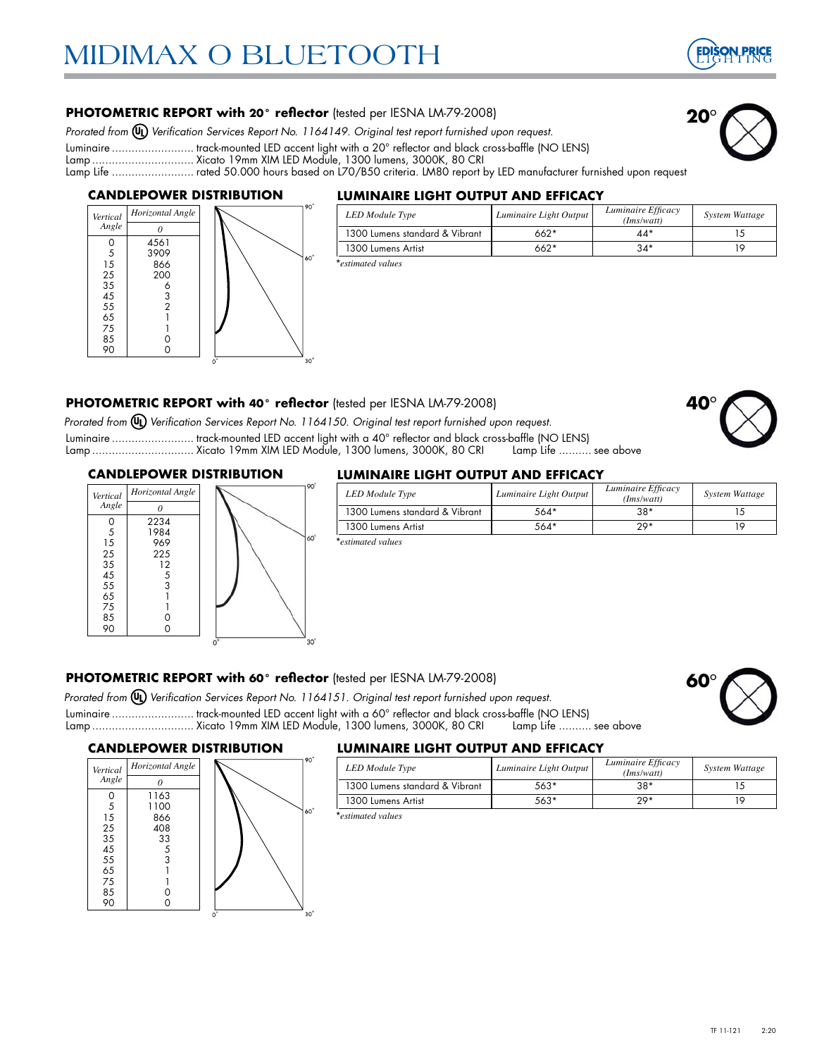# MIDIMAX O BLUETOOTH

## PHOTOMETRIC REPORT with 20° reflector (tested per IESNA LM-79-2008)

*Prorated from UL Verification Services Report No. 1164149. Original test report furnished upon request.*

Luminaire ......................... track-mounted LED accent light with a 20° reflector and black cross-baffle (NO LENS)
Lamp ................................ Xicato 19mm XIM LED Module, 1300 lumens, 3000K, 80 CRI
Lamp Life ......................... rated 50.000 hours based on L70/B50 criteria. LM80 report by LED manufacturer furnished upon request

20°

### CANDLEPOWER DISTRIBUTION

| Vertical Angle | Horizontal Angle 0 |
|---|---|
| 0 | 4561 |
| 5 | 3909 |
| 15 | 866 |
| 25 | 200 |
| 35 | 6 |
| 45 | 3 |
| 55 | 2 |
| 65 | 1 |
| 75 | 1 |
| 85 | 0 |
| 90 | 0 |

### LUMINAIRE LIGHT OUTPUT AND EFFICACY

| LED Module Type | Luminaire Light Output | Luminaire Efficacy (lms/watt) | System Wattage |
|---|---|---|---|
| 1300 Lumens standard & Vibrant | 662* | 44* | 15 |
| 1300 Lumens Artist | 662* | 34* | 19 |

*estimated values

## PHOTOMETRIC REPORT with 40° reflector (tested per IESNA LM-79-2008)

*Prorated from UL Verification Services Report No. 1164150. Original test report furnished upon request.*

Luminaire ......................... track-mounted LED accent light with a 40° reflector and black cross-baffle (NO LENS)
Lamp ................................ Xicato 19mm XIM LED Module, 1300 lumens, 3000K, 80 CRI Lamp Life .......... see above

40°

### CANDLEPOWER DISTRIBUTION

| Vertical Angle | Horizontal Angle 0 |
|---|---|
| 0 | 2234 |
| 5 | 1984 |
| 15 | 969 |
| 25 | 225 |
| 35 | 12 |
| 45 | 5 |
| 55 | 3 |
| 65 | 1 |
| 75 | 1 |
| 85 | 0 |
| 90 | 0 |

### LUMINAIRE LIGHT OUTPUT AND EFFICACY

| LED Module Type | Luminaire Light Output | Luminaire Efficacy (lms/watt) | System Wattage |
|---|---|---|---|
| 1300 Lumens standard & Vibrant | 564* | 38* | 15 |
| 1300 Lumens Artist | 564* | 29* | 19 |

*estimated values

## PHOTOMETRIC REPORT with 60° reflector (tested per IESNA LM-79-2008)

*Prorated from UL Verification Services Report No. 1164151. Original test report furnished upon request.*

Luminaire ......................... track-mounted LED accent light with a 60° reflector and black cross-baffle (NO LENS)
Lamp ................................ Xicato 19mm XIM LED Module, 1300 lumens, 3000K, 80 CRI Lamp Life .......... see above

60°

### CANDLEPOWER DISTRIBUTION

| Vertical Angle | Horizontal Angle 0 |
|---|---|
| 0 | 1163 |
| 5 | 1100 |
| 15 | 866 |
| 25 | 408 |
| 35 | 33 |
| 45 | 5 |
| 55 | 3 |
| 65 | 1 |
| 75 | 1 |
| 85 | 0 |
| 90 | 0 |

### LUMINAIRE LIGHT OUTPUT AND EFFICACY

| LED Module Type | Luminaire Light Output | Luminaire Efficacy (lms/watt) | System Wattage |
|---|---|---|---|
| 1300 Lumens standard & Vibrant | 563* | 38* | 15 |
| 1300 Lumens Artist | 563* | 29* | 19 |

*estimated values

TF 11-121 2:20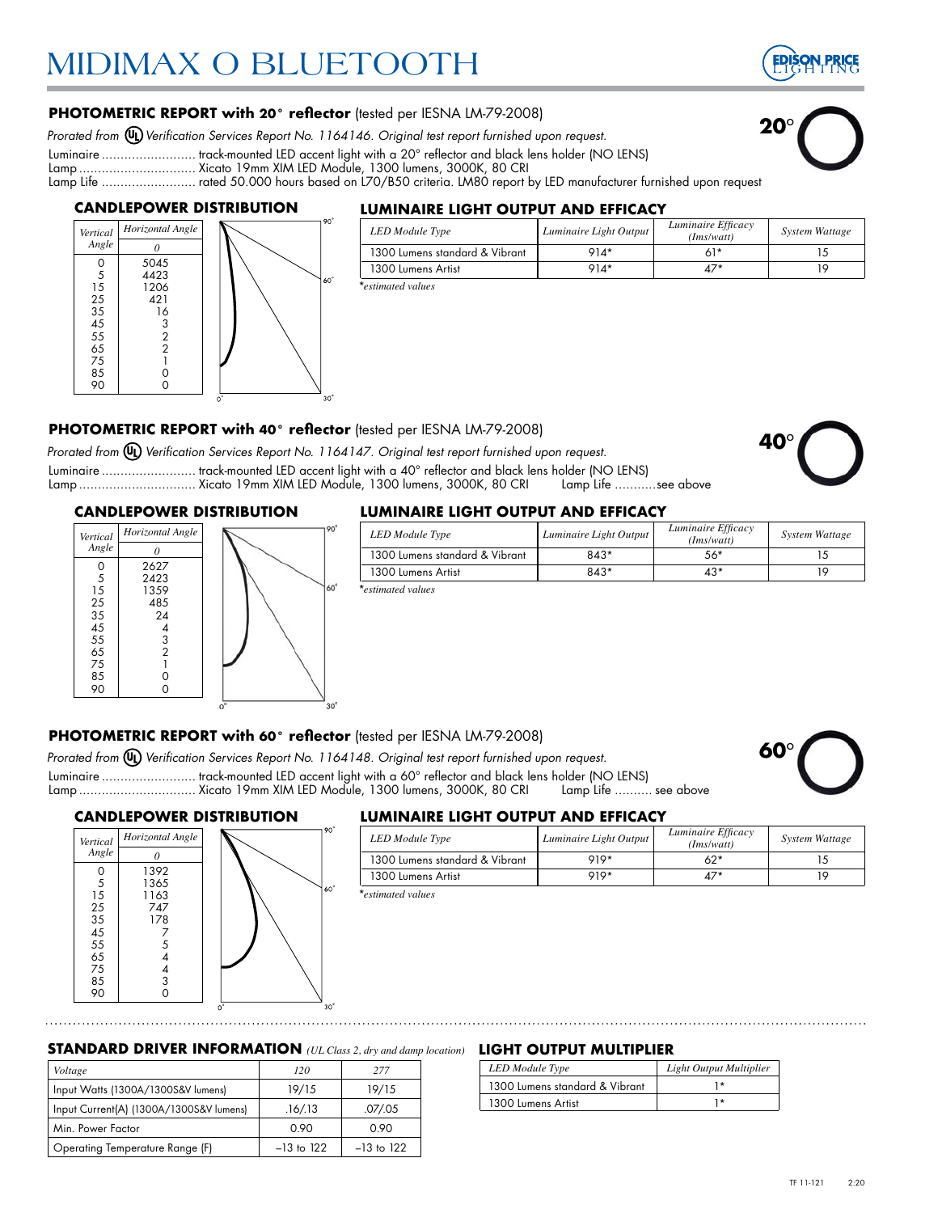# MIDIMAX O BLUETOOTH

## PHOTOMETRIC REPORT with 20° reflector (tested per IESNA LM-79-2008)

*Prorated from UL Verification Services Report No. 1164146. Original test report furnished upon request.*

Luminaire .......................... track-mounted LED accent light with a 20° reflector and black lens holder (NO LENS)
Lamp ............................... Xicato 19mm XIM LED Module, 1300 lumens, 3000K, 80 CRI
Lamp Life ......................... rated 50.000 hours based on L70/B50 criteria. LM80 report by LED manufacturer furnished upon request

20°

### CANDLEPOWER DISTRIBUTION

| Vertical Angle | Horizontal Angle 0 |
|---|---|
| 0 | 5045 |
| 5 | 4423 |
| 15 | 1206 |
| 25 | 421 |
| 35 | 16 |
| 45 | 3 |
| 55 | 2 |
| 65 | 2 |
| 75 | 1 |
| 85 | 0 |
| 90 | 0 |

90°
60°
0°
30°

### LUMINAIRE LIGHT OUTPUT AND EFFICACY

| LED Module Type | Luminaire Light Output | Luminaire Efficacy (lms/watt) | System Wattage |
|---|---|---|---|
| 1300 Lumens standard & Vibrant | 914* | 61* | 15 |
| 1300 Lumens Artist | 914* | 47* | 19 |

*estimated values

## PHOTOMETRIC REPORT with 40° reflector (tested per IESNA LM-79-2008)

*Prorated from UL Verification Services Report No. 1164147. Original test report furnished upon request.*

Luminaire .......................... track-mounted LED accent light with a 40° reflector and black lens holder (NO LENS)
Lamp ............................... Xicato 19mm XIM LED Module, 1300 lumens, 3000K, 80 CRI    Lamp Life ...........see above

40°

### CANDLEPOWER DISTRIBUTION

| Vertical Angle | Horizontal Angle 0 |
|---|---|
| 0 | 2627 |
| 5 | 2423 |
| 15 | 1359 |
| 25 | 485 |
| 35 | 24 |
| 45 | 4 |
| 55 | 3 |
| 65 | 2 |
| 75 | 1 |
| 85 | 0 |
| 90 | 0 |

90°
60°
0°
30°

### LUMINAIRE LIGHT OUTPUT AND EFFICACY

| LED Module Type | Luminaire Light Output | Luminaire Efficacy (lms/watt) | System Wattage |
|---|---|---|---|
| 1300 Lumens standard & Vibrant | 843* | 56* | 15 |
| 1300 Lumens Artist | 843* | 43* | 19 |

*estimated values

## PHOTOMETRIC REPORT with 60° reflector (tested per IESNA LM-79-2008)

*Prorated from UL Verification Services Report No. 1164148. Original test report furnished upon request.*

Luminaire .......................... track-mounted LED accent light with a 60° reflector and black lens holder (NO LENS)
Lamp ............................... Xicato 19mm XIM LED Module, 1300 lumens, 3000K, 80 CRI    Lamp Life .......... see above

60°

### CANDLEPOWER DISTRIBUTION

| Vertical Angle | Horizontal Angle 0 |
|---|---|
| 0 | 1392 |
| 5 | 1365 |
| 15 | 1163 |
| 25 | 747 |
| 35 | 178 |
| 45 | 7 |
| 55 | 5 |
| 65 | 4 |
| 75 | 4 |
| 85 | 3 |
| 90 | 0 |

90°
60°
0°
30°

### LUMINAIRE LIGHT OUTPUT AND EFFICACY

| LED Module Type | Luminaire Light Output | Luminaire Efficacy (lms/watt) | System Wattage |
|---|---|---|---|
| 1300 Lumens standard & Vibrant | 919* | 62* | 15 |
| 1300 Lumens Artist | 919* | 47* | 19 |

*estimated values

## STANDARD DRIVER INFORMATION *(UL Class 2, dry and damp location)*

| Voltage | 120 | 277 |
|---|---|---|
| Input Watts (1300A/1300S&V lumens) | 19/15 | 19/15 |
| Input Current(A) (1300A/1300S&V lumens) | .16/.13 | .07/.05 |
| Min. Power Factor | 0.90 | 0.90 |
| Operating Temperature Range (F) | –13 to 122 | –13 to 122 |

## LIGHT OUTPUT MULTIPLIER

| LED Module Type | Light Output Multiplier |
|---|---|
| 1300 Lumens standard & Vibrant | 1* |
| 1300 Lumens Artist | 1* |

TF 11-121    2:20